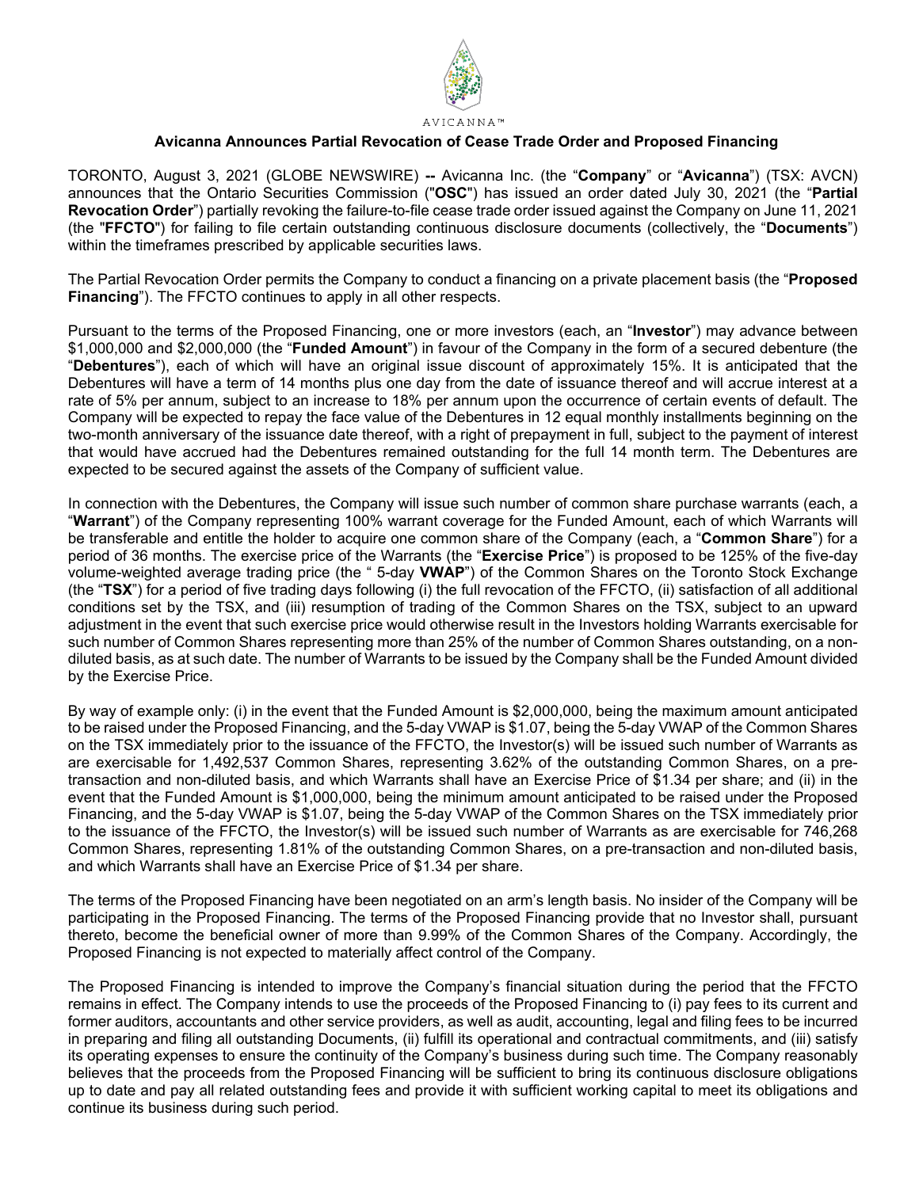AVICANNA™

# Avicanna Announces Partial Revocation of Cease Trade Order and Proposed Financing

TORONTO, August 3, 2021 (GLOBE NEWSWIRE) **--** Avicanna Inc. (the "**Company**" or "**Avicanna**") (TSX: AVCN) announces that the Ontario Securities Commission ("**OSC**") has issued an order dated July 30, 2021 (the "**Partial Revocation Order**") partially revoking the failure-to-file cease trade order issued against the Company on June 11, 2021 (the "**FFCTO**") for failing to file certain outstanding continuous disclosure documents (collectively, the "**Documents**") within the timeframes prescribed by applicable securities laws.

The Partial Revocation Order permits the Company to conduct a financing on a private placement basis (the "**Proposed Financing**"). The FFCTO continues to apply in all other respects.

Pursuant to the terms of the Proposed Financing, one or more investors (each, an "**Investor**") may advance between $1,000,000 and $2,000,000 (the "**Funded Amount**") in favour of the Company in the form of a secured debenture (the "**Debentures**"), each of which will have an original issue discount of approximately 15%. It is anticipated that the Debentures will have a term of 14 months plus one day from the date of issuance thereof and will accrue interest at a rate of 5% per annum, subject to an increase to 18% per annum upon the occurrence of certain events of default. The Company will be expected to repay the face value of the Debentures in 12 equal monthly installments beginning on the two-month anniversary of the issuance date thereof, with a right of prepayment in full, subject to the payment of interest that would have accrued had the Debentures remained outstanding for the full 14 month term. The Debentures are expected to be secured against the assets of the Company of sufficient value.

In connection with the Debentures, the Company will issue such number of common share purchase warrants (each, a "**Warrant**") of the Company representing 100% warrant coverage for the Funded Amount, each of which Warrants will be transferable and entitle the holder to acquire one common share of the Company (each, a "**Common Share**") for a period of 36 months. The exercise price of the Warrants (the "**Exercise Price**") is proposed to be 125% of the five-day volume-weighted average trading price (the " 5-day **VWAP**") of the Common Shares on the Toronto Stock Exchange (the "**TSX**") for a period of five trading days following (i) the full revocation of the FFCTO, (ii) satisfaction of all additional conditions set by the TSX, and (iii) resumption of trading of the Common Shares on the TSX, subject to an upward adjustment in the event that such exercise price would otherwise result in the Investors holding Warrants exercisable for such number of Common Shares representing more than 25% of the number of Common Shares outstanding, on a non-diluted basis, as at such date. The number of Warrants to be issued by the Company shall be the Funded Amount divided by the Exercise Price.

By way of example only: (i) in the event that the Funded Amount is $2,000,000, being the maximum amount anticipated to be raised under the Proposed Financing, and the 5-day VWAP is $1.07, being the 5-day VWAP of the Common Shares on the TSX immediately prior to the issuance of the FFCTO, the Investor(s) will be issued such number of Warrants as are exercisable for 1,492,537 Common Shares, representing 3.62% of the outstanding Common Shares, on a pre-transaction and non-diluted basis, and which Warrants shall have an Exercise Price of $1.34 per share; and (ii) in the event that the Funded Amount is $1,000,000, being the minimum amount anticipated to be raised under the Proposed Financing, and the 5-day VWAP is $1.07, being the 5-day VWAP of the Common Shares on the TSX immediately prior to the issuance of the FFCTO, the Investor(s) will be issued such number of Warrants as are exercisable for 746,268 Common Shares, representing 1.81% of the outstanding Common Shares, on a pre-transaction and non-diluted basis, and which Warrants shall have an Exercise Price of $1.34 per share.

The terms of the Proposed Financing have been negotiated on an arm's length basis. No insider of the Company will be participating in the Proposed Financing. The terms of the Proposed Financing provide that no Investor shall, pursuant thereto, become the beneficial owner of more than 9.99% of the Common Shares of the Company. Accordingly, the Proposed Financing is not expected to materially affect control of the Company.

The Proposed Financing is intended to improve the Company's financial situation during the period that the FFCTO remains in effect. The Company intends to use the proceeds of the Proposed Financing to (i) pay fees to its current and former auditors, accountants and other service providers, as well as audit, accounting, legal and filing fees to be incurred in preparing and filing all outstanding Documents, (ii) fulfill its operational and contractual commitments, and (iii) satisfy its operating expenses to ensure the continuity of the Company's business during such time. The Company reasonably believes that the proceeds from the Proposed Financing will be sufficient to bring its continuous disclosure obligations up to date and pay all related outstanding fees and provide it with sufficient working capital to meet its obligations and continue its business during such period.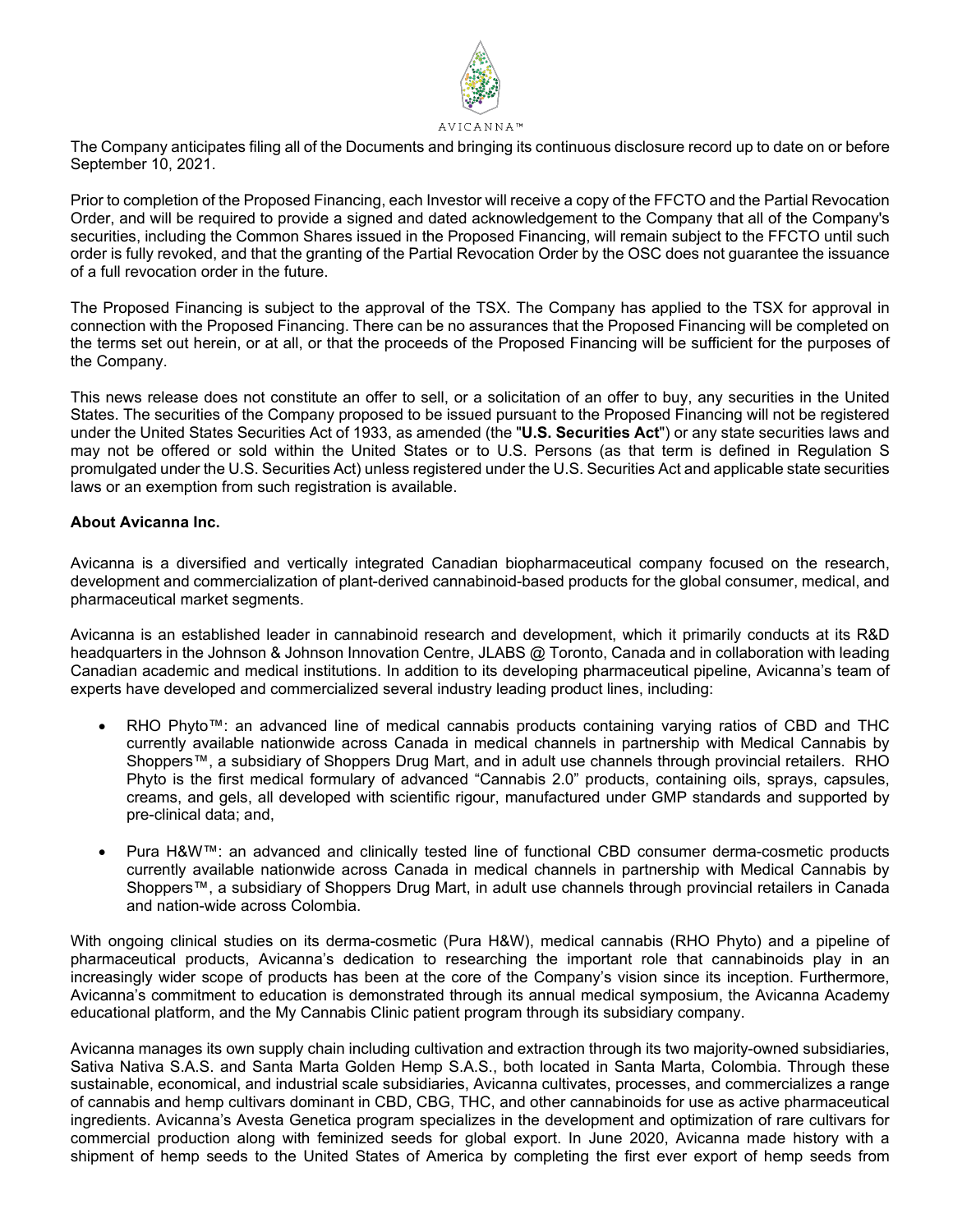The Company anticipates filing all of the Documents and bringing its continuous disclosure record up to date on or before September 10, 2021.

Prior to completion of the Proposed Financing, each Investor will receive a copy of the FFCTO and the Partial Revocation Order, and will be required to provide a signed and dated acknowledgement to the Company that all of the Company's securities, including the Common Shares issued in the Proposed Financing, will remain subject to the FFCTO until such order is fully revoked, and that the granting of the Partial Revocation Order by the OSC does not guarantee the issuance of a full revocation order in the future.

The Proposed Financing is subject to the approval of the TSX. The Company has applied to the TSX for approval in connection with the Proposed Financing. There can be no assurances that the Proposed Financing will be completed on the terms set out herein, or at all, or that the proceeds of the Proposed Financing will be sufficient for the purposes of the Company.

This news release does not constitute an offer to sell, or a solicitation of an offer to buy, any securities in the United States. The securities of the Company proposed to be issued pursuant to the Proposed Financing will not be registered under the United States Securities Act of 1933, as amended (the "**U.S. Securities Act**") or any state securities laws and may not be offered or sold within the United States or to U.S. Persons (as that term is defined in Regulation S promulgated under the U.S. Securities Act) unless registered under the U.S. Securities Act and applicable state securities laws or an exemption from such registration is available.

**About Avicanna Inc.**

Avicanna is a diversified and vertically integrated Canadian biopharmaceutical company focused on the research, development and commercialization of plant-derived cannabinoid-based products for the global consumer, medical, and pharmaceutical market segments.

Avicanna is an established leader in cannabinoid research and development, which it primarily conducts at its R&D headquarters in the Johnson & Johnson Innovation Centre, JLABS @ Toronto, Canada and in collaboration with leading Canadian academic and medical institutions. In addition to its developing pharmaceutical pipeline, Avicanna's team of experts have developed and commercialized several industry leading product lines, including:

- RHO Phyto™: an advanced line of medical cannabis products containing varying ratios of CBD and THC currently available nationwide across Canada in medical channels in partnership with Medical Cannabis by Shoppers™, a subsidiary of Shoppers Drug Mart, and in adult use channels through provincial retailers. RHO Phyto is the first medical formulary of advanced "Cannabis 2.0" products, containing oils, sprays, capsules, creams, and gels, all developed with scientific rigour, manufactured under GMP standards and supported by pre-clinical data; and,

- Pura H&W™: an advanced and clinically tested line of functional CBD consumer derma-cosmetic products currently available nationwide across Canada in medical channels in partnership with Medical Cannabis by Shoppers™, a subsidiary of Shoppers Drug Mart, in adult use channels through provincial retailers in Canada and nation-wide across Colombia.

With ongoing clinical studies on its derma-cosmetic (Pura H&W), medical cannabis (RHO Phyto) and a pipeline of pharmaceutical products, Avicanna's dedication to researching the important role that cannabinoids play in an increasingly wider scope of products has been at the core of the Company's vision since its inception. Furthermore, Avicanna's commitment to education is demonstrated through its annual medical symposium, the Avicanna Academy educational platform, and the My Cannabis Clinic patient program through its subsidiary company.

Avicanna manages its own supply chain including cultivation and extraction through its two majority-owned subsidiaries, Sativa Nativa S.A.S. and Santa Marta Golden Hemp S.A.S., both located in Santa Marta, Colombia. Through these sustainable, economical, and industrial scale subsidiaries, Avicanna cultivates, processes, and commercializes a range of cannabis and hemp cultivars dominant in CBD, CBG, THC, and other cannabinoids for use as active pharmaceutical ingredients. Avicanna's Avesta Genetica program specializes in the development and optimization of rare cultivars for commercial production along with feminized seeds for global export. In June 2020, Avicanna made history with a shipment of hemp seeds to the United States of America by completing the first ever export of hemp seeds from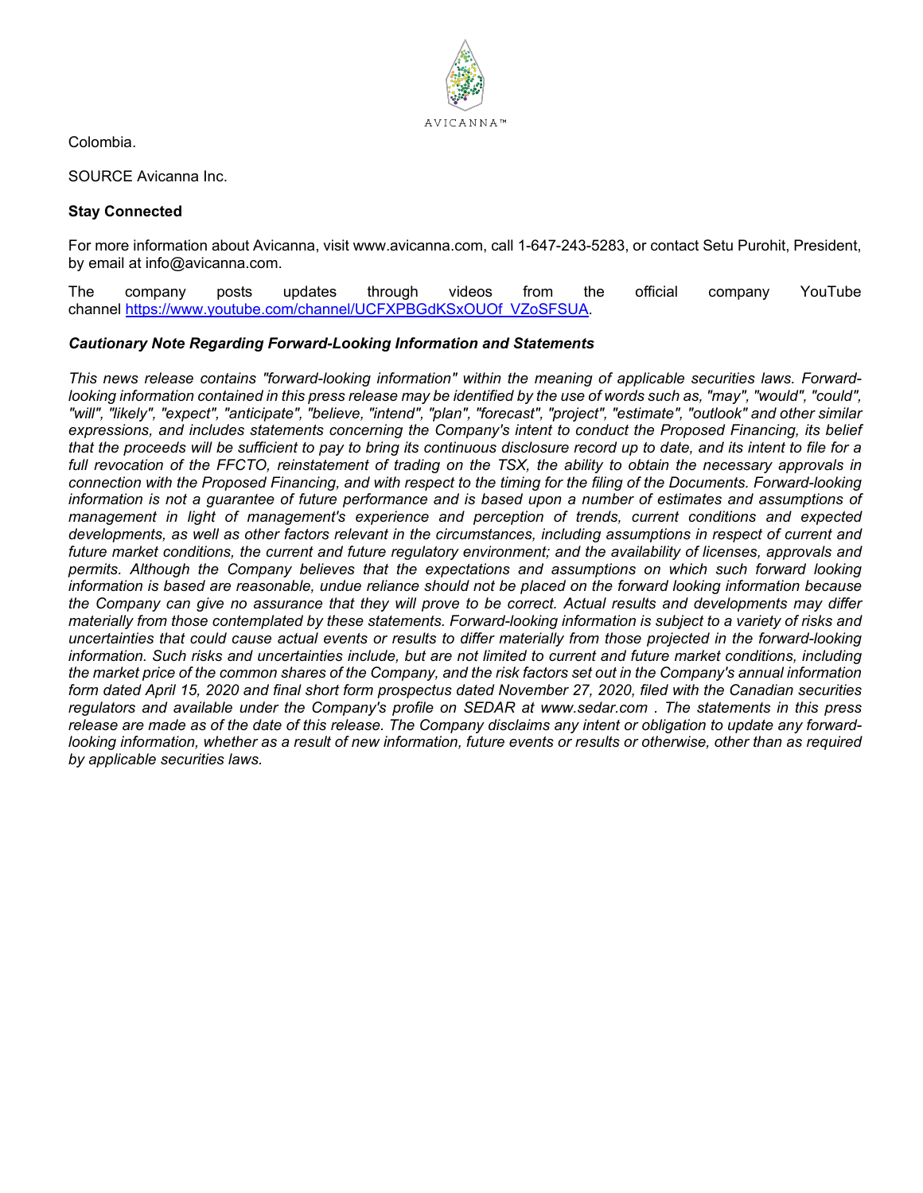Colombia.

SOURCE Avicanna Inc.

**Stay Connected**

For more information about Avicanna, visit www.avicanna.com, call 1-647-243-5283, or contact Setu Purohit, President, by email at info@avicanna.com.

The company posts updates through videos from the official company YouTube channel https://www.youtube.com/channel/UCFXPBGdKSxOUOf_VZoSFSUA.

***Cautionary Note Regarding Forward-Looking Information and Statements***

*This news release contains "forward-looking information" within the meaning of applicable securities laws. Forward-looking information contained in this press release may be identified by the use of words such as, "may", "would", "could", "will", "likely", "expect", "anticipate", "believe, "intend", "plan", "forecast", "project", "estimate", "outlook" and other similar expressions, and includes statements concerning the Company's intent to conduct the Proposed Financing, its belief that the proceeds will be sufficient to pay to bring its continuous disclosure record up to date, and its intent to file for a full revocation of the FFCTO, reinstatement of trading on the TSX, the ability to obtain the necessary approvals in connection with the Proposed Financing, and with respect to the timing for the filing of the Documents. Forward-looking information is not a guarantee of future performance and is based upon a number of estimates and assumptions of management in light of management's experience and perception of trends, current conditions and expected developments, as well as other factors relevant in the circumstances, including assumptions in respect of current and future market conditions, the current and future regulatory environment; and the availability of licenses, approvals and permits. Although the Company believes that the expectations and assumptions on which such forward looking information is based are reasonable, undue reliance should not be placed on the forward looking information because the Company can give no assurance that they will prove to be correct. Actual results and developments may differ materially from those contemplated by these statements. Forward-looking information is subject to a variety of risks and uncertainties that could cause actual events or results to differ materially from those projected in the forward-looking information. Such risks and uncertainties include, but are not limited to current and future market conditions, including the market price of the common shares of the Company, and the risk factors set out in the Company's annual information form dated April 15, 2020 and final short form prospectus dated November 27, 2020, filed with the Canadian securities regulators and available under the Company's profile on SEDAR at www.sedar.com . The statements in this press release are made as of the date of this release. The Company disclaims any intent or obligation to update any forward-looking information, whether as a result of new information, future events or results or otherwise, other than as required by applicable securities laws.*